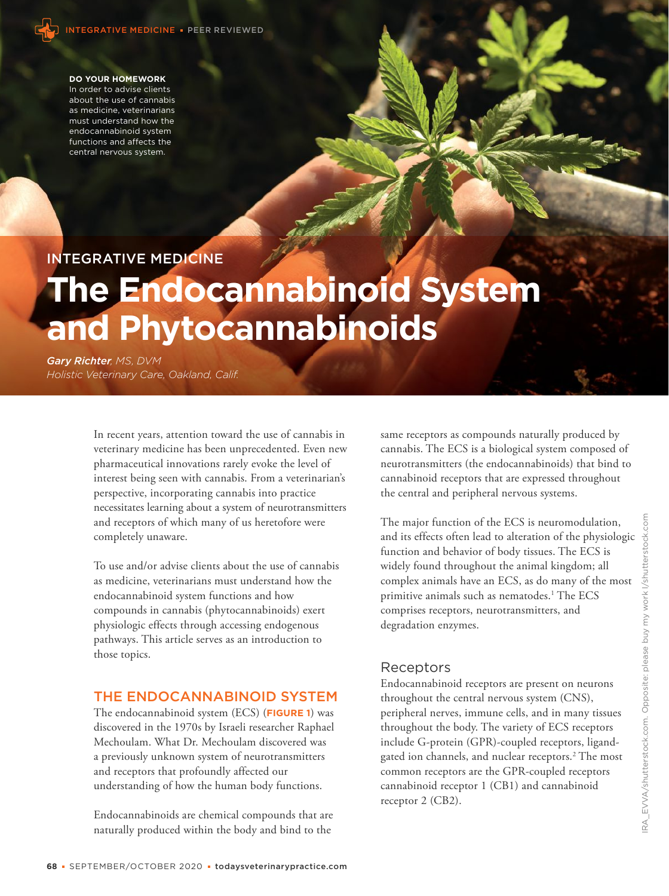INTEGRATIVE MEDICINE • PEER REVIEWED

**DO YOUR HOMEWORK**
In order to advise clients about the use of cannabis as medicine, veterinarians must understand how the endocannabinoid system functions and affects the central nervous system.

INTEGRATIVE MEDICINE

# The Endocannabinoid System and Phytocannabinoids

***Gary Richter**, MS, DVM*
*Holistic Veterinary Care, Oakland, Calif.*

In recent years, attention toward the use of cannabis in veterinary medicine has been unprecedented. Even new pharmaceutical innovations rarely evoke the level of interest being seen with cannabis. From a veterinarian's perspective, incorporating cannabis into practice necessitates learning about a system of neurotransmitters and receptors of which many of us heretofore were completely unaware.

To use and/or advise clients about the use of cannabis as medicine, veterinarians must understand how the endocannabinoid system functions and how compounds in cannabis (phytocannabinoids) exert physiologic effects through accessing endogenous pathways. This article serves as an introduction to those topics.

## THE ENDOCANNABINOID SYSTEM

The endocannabinoid system (ECS) (**FIGURE 1**) was discovered in the 1970s by Israeli researcher Raphael Mechoulam. What Dr. Mechoulam discovered was a previously unknown system of neurotransmitters and receptors that profoundly affected our understanding of how the human body functions.

Endocannabinoids are chemical compounds that are naturally produced within the body and bind to the same receptors as compounds naturally produced by cannabis. The ECS is a biological system composed of neurotransmitters (the endocannabinoids) that bind to cannabinoid receptors that are expressed throughout the central and peripheral nervous systems.

The major function of the ECS is neuromodulation, and its effects often lead to alteration of the physiologic function and behavior of body tissues. The ECS is widely found throughout the animal kingdom; all complex animals have an ECS, as do many of the most primitive animals such as nematodes.[1] The ECS comprises receptors, neurotransmitters, and degradation enzymes.

### Receptors

Endocannabinoid receptors are present on neurons throughout the central nervous system (CNS), peripheral nerves, immune cells, and in many tissues throughout the body. The variety of ECS receptors include G-protein (GPR)-coupled receptors, ligand-gated ion channels, and nuclear receptors.[2] The most common receptors are the GPR-coupled receptors cannabinoid receptor 1 (CB1) and cannabinoid receptor 2 (CB2).

IRA_EVVA/shutterstock.com. Opposite: please buy my work l/shutterstock.com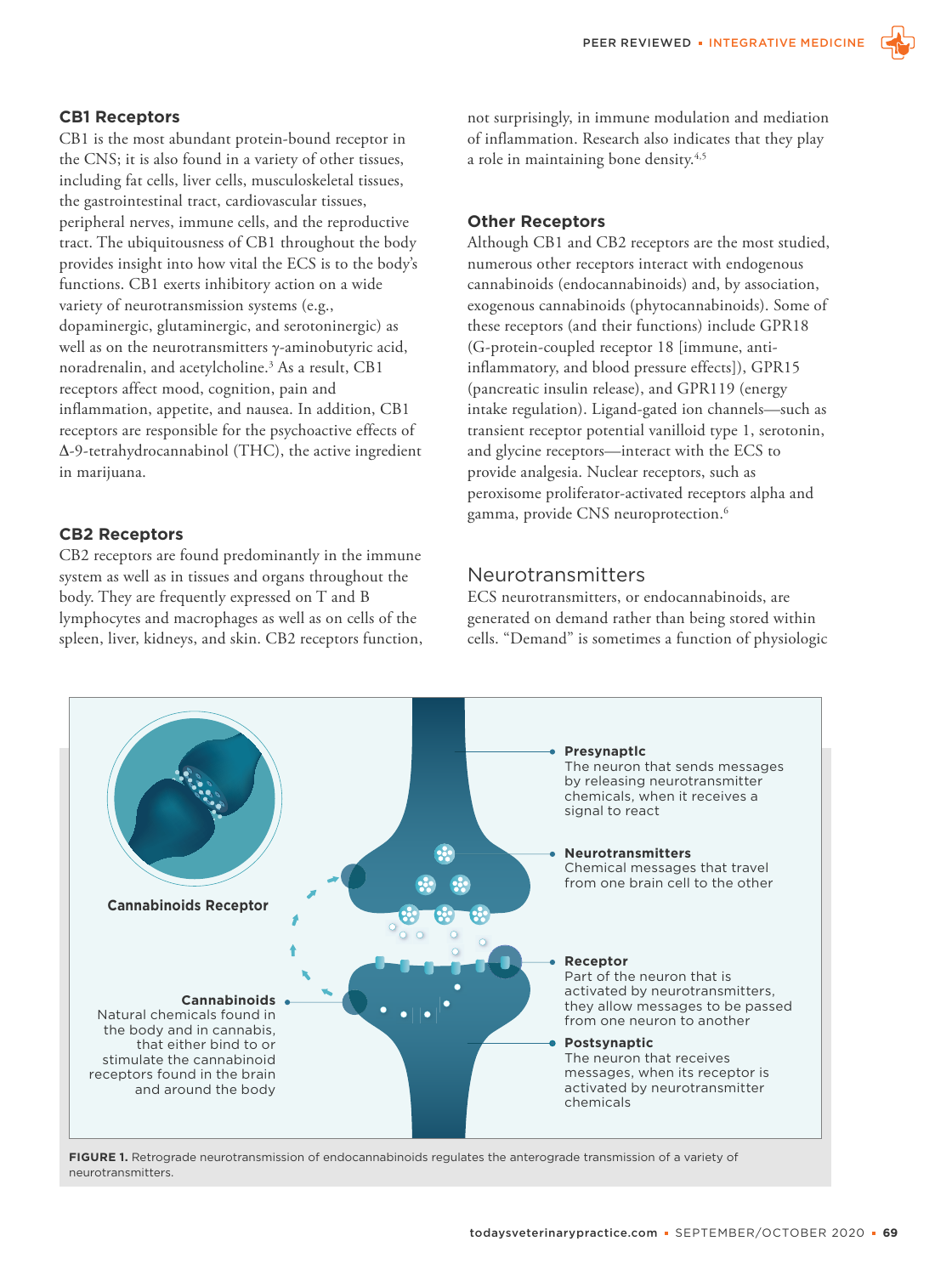### CB1 Receptors

CB1 is the most abundant protein-bound receptor in the CNS; it is also found in a variety of other tissues, including fat cells, liver cells, musculoskeletal tissues, the gastrointestinal tract, cardiovascular tissues, peripheral nerves, immune cells, and the reproductive tract. The ubiquitousness of CB1 throughout the body provides insight into how vital the ECS is to the body's functions. CB1 exerts inhibitory action on a wide variety of neurotransmission systems (e.g., dopaminergic, glutaminergic, and serotoninergic) as well as on the neurotransmitters γ-aminobutyric acid, noradrenalin, and acetylcholine.[3] As a result, CB1 receptors affect mood, cognition, pain and inflammation, appetite, and nausea. In addition, CB1 receptors are responsible for the psychoactive effects of Δ-9-tetrahydrocannabinol (THC), the active ingredient in marijuana.

### CB2 Receptors

CB2 receptors are found predominantly in the immune system as well as in tissues and organs throughout the body. They are frequently expressed on T and B lymphocytes and macrophages as well as on cells of the spleen, liver, kidneys, and skin. CB2 receptors function, not surprisingly, in immune modulation and mediation of inflammation. Research also indicates that they play a role in maintaining bone density.[4,5]

### Other Receptors

Although CB1 and CB2 receptors are the most studied, numerous other receptors interact with endogenous cannabinoids (endocannabinoids) and, by association, exogenous cannabinoids (phytocannabinoids). Some of these receptors (and their functions) include GPR18 (G-protein-coupled receptor 18 [immune, anti-inflammatory, and blood pressure effects]), GPR15 (pancreatic insulin release), and GPR119 (energy intake regulation). Ligand-gated ion channels—such as transient receptor potential vanilloid type 1, serotonin, and glycine receptors—interact with the ECS to provide analgesia. Nuclear receptors, such as peroxisome proliferator-activated receptors alpha and gamma, provide CNS neuroprotection.[6]

## Neurotransmitters

ECS neurotransmitters, or endocannabinoids, are generated on demand rather than being stored within cells. "Demand" is sometimes a function of physiologic

**FIGURE 1.** Retrograde neurotransmission of endocannabinoids regulates the anterograde transmission of a variety of neurotransmitters.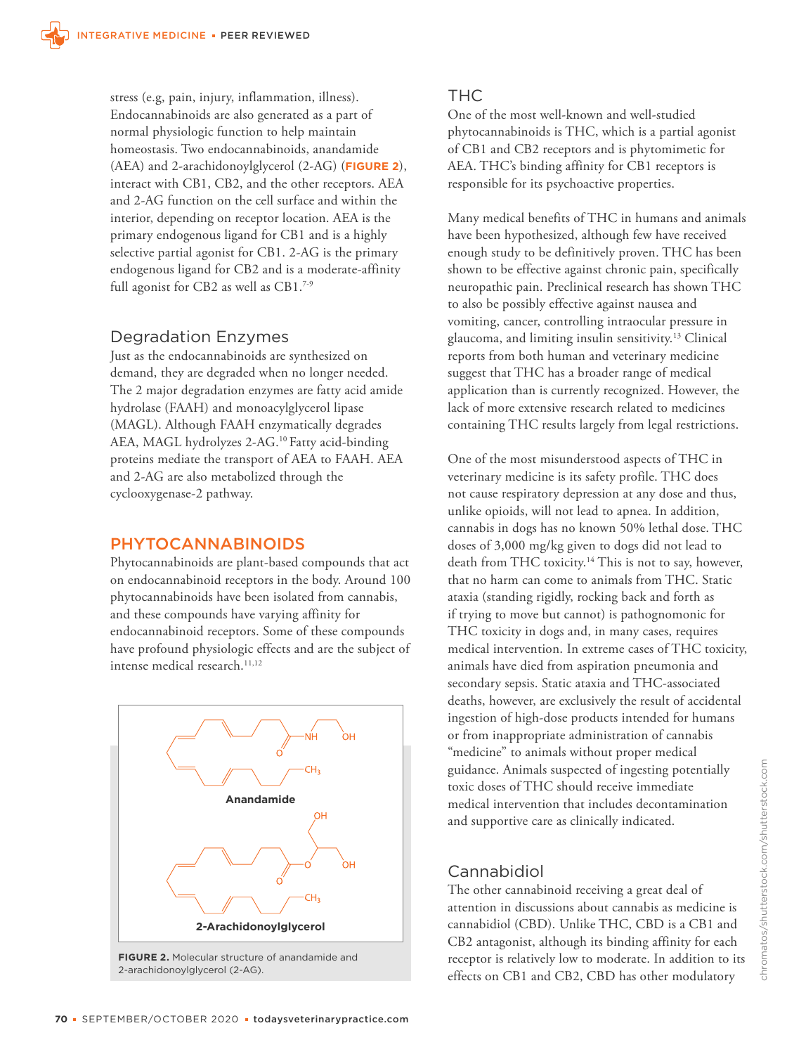stress (e.g, pain, injury, inflammation, illness). Endocannabinoids are also generated as a part of normal physiologic function to help maintain homeostasis. Two endocannabinoids, anandamide (AEA) and 2-arachidonoylglycerol (2-AG) (**FIGURE 2**), interact with CB1, CB2, and the other receptors. AEA and 2-AG function on the cell surface and within the interior, depending on receptor location. AEA is the primary endogenous ligand for CB1 and is a highly selective partial agonist for CB1. 2-AG is the primary endogenous ligand for CB2 and is a moderate-affinity full agonist for CB2 as well as CB1.[7-9]

### Degradation Enzymes

Just as the endocannabinoids are synthesized on demand, they are degraded when no longer needed. The 2 major degradation enzymes are fatty acid amide hydrolase (FAAH) and monoacylglycerol lipase (MAGL). Although FAAH enzymatically degrades AEA, MAGL hydrolyzes 2-AG.[10] Fatty acid-binding proteins mediate the transport of AEA to FAAH. AEA and 2-AG are also metabolized through the cyclooxygenase-2 pathway.

## PHYTOCANNABINOIDS

Phytocannabinoids are plant-based compounds that act on endocannabinoid receptors in the body. Around 100 phytocannabinoids have been isolated from cannabis, and these compounds have varying affinity for endocannabinoid receptors. Some of these compounds have profound physiologic effects and are the subject of intense medical research.[11,12]

Anandamide

2-Arachidonoylglycerol

**FIGURE 2.** Molecular structure of anandamide and 2-arachidonoylglycerol (2-AG).

### THC

One of the most well-known and well-studied phytocannabinoids is THC, which is a partial agonist of CB1 and CB2 receptors and is phytomimetic for AEA. THC's binding affinity for CB1 receptors is responsible for its psychoactive properties.

Many medical benefits of THC in humans and animals have been hypothesized, although few have received enough study to be definitively proven. THC has been shown to be effective against chronic pain, specifically neuropathic pain. Preclinical research has shown THC to also be possibly effective against nausea and vomiting, cancer, controlling intraocular pressure in glaucoma, and limiting insulin sensitivity.[13] Clinical reports from both human and veterinary medicine suggest that THC has a broader range of medical application than is currently recognized. However, the lack of more extensive research related to medicines containing THC results largely from legal restrictions.

One of the most misunderstood aspects of THC in veterinary medicine is its safety profile. THC does not cause respiratory depression at any dose and thus, unlike opioids, will not lead to apnea. In addition, cannabis in dogs has no known 50% lethal dose. THC doses of 3,000 mg/kg given to dogs did not lead to death from THC toxicity.[14] This is not to say, however, that no harm can come to animals from THC. Static ataxia (standing rigidly, rocking back and forth as if trying to move but cannot) is pathognomonic for THC toxicity in dogs and, in many cases, requires medical intervention. In extreme cases of THC toxicity, animals have died from aspiration pneumonia and secondary sepsis. Static ataxia and THC-associated deaths, however, are exclusively the result of accidental ingestion of high-dose products intended for humans or from inappropriate administration of cannabis "medicine" to animals without proper medical guidance. Animals suspected of ingesting potentially toxic doses of THC should receive immediate medical intervention that includes decontamination and supportive care as clinically indicated.

### Cannabidiol

The other cannabinoid receiving a great deal of attention in discussions about cannabis as medicine is cannabidiol (CBD). Unlike THC, CBD is a CB1 and CB2 antagonist, although its binding affinity for each receptor is relatively low to moderate. In addition to its effects on CB1 and CB2, CBD has other modulatory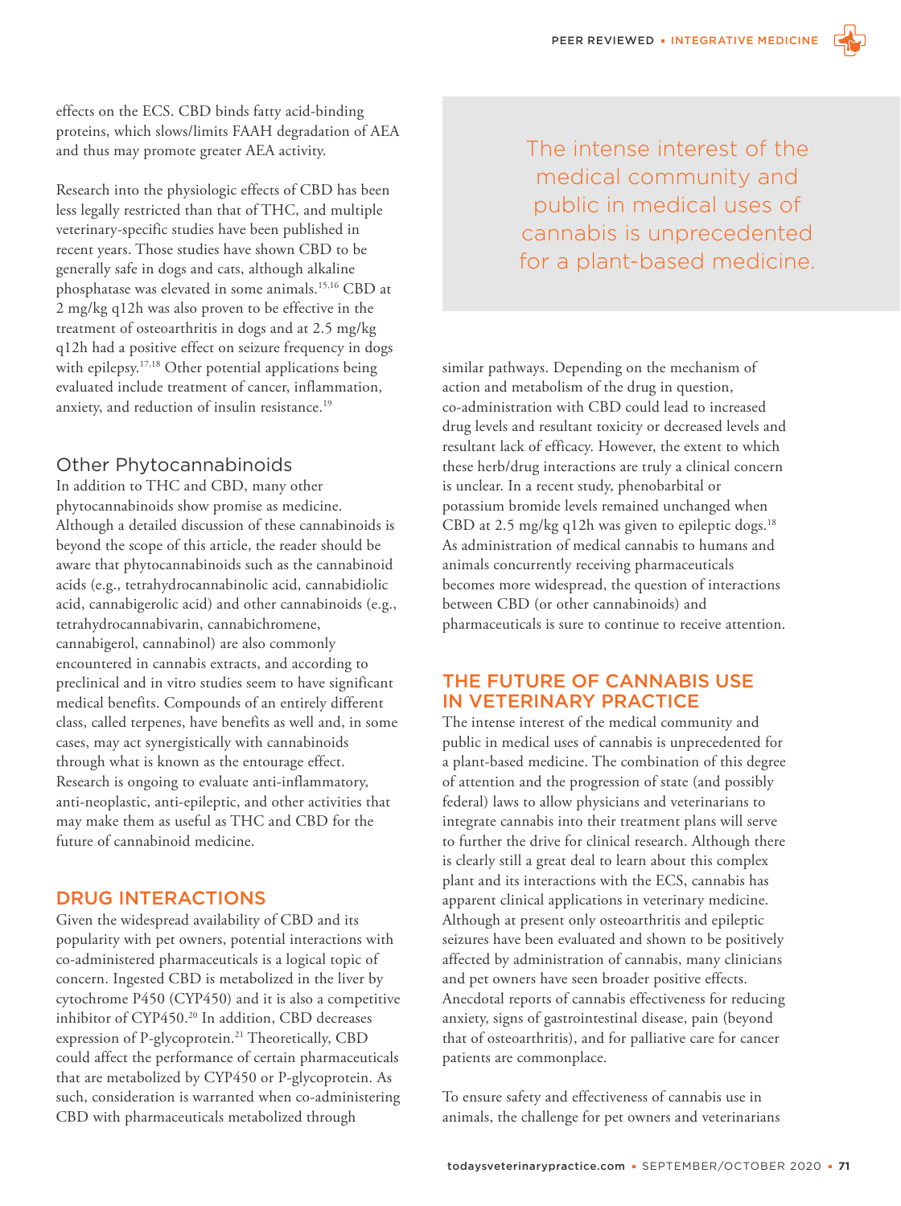effects on the ECS. CBD binds fatty acid-binding proteins, which slows/limits FAAH degradation of AEA and thus may promote greater AEA activity.

Research into the physiologic effects of CBD has been less legally restricted than that of THC, and multiple veterinary-specific studies have been published in recent years. Those studies have shown CBD to be generally safe in dogs and cats, although alkaline phosphatase was elevated in some animals.[15,16] CBD at 2 mg/kg q12h was also proven to be effective in the treatment of osteoarthritis in dogs and at 2.5 mg/kg q12h had a positive effect on seizure frequency in dogs with epilepsy.[17,18] Other potential applications being evaluated include treatment of cancer, inflammation, anxiety, and reduction of insulin resistance.[19]

### Other Phytocannabinoids

In addition to THC and CBD, many other phytocannabinoids show promise as medicine. Although a detailed discussion of these cannabinoids is beyond the scope of this article, the reader should be aware that phytocannabinoids such as the cannabinoid acids (e.g., tetrahydrocannabinolic acid, cannabidiolic acid, cannabigerolic acid) and other cannabinoids (e.g., tetrahydrocannabivarin, cannabichromene, cannabigerol, cannabinol) are also commonly encountered in cannabis extracts, and according to preclinical and in vitro studies seem to have significant medical benefits. Compounds of an entirely different class, called terpenes, have benefits as well and, in some cases, may act synergistically with cannabinoids through what is known as the entourage effect. Research is ongoing to evaluate anti-inflammatory, anti-neoplastic, anti-epileptic, and other activities that may make them as useful as THC and CBD for the future of cannabinoid medicine.

## DRUG INTERACTIONS

Given the widespread availability of CBD and its popularity with pet owners, potential interactions with co-administered pharmaceuticals is a logical topic of concern. Ingested CBD is metabolized in the liver by cytochrome P450 (CYP450) and it is also a competitive inhibitor of CYP450.[20] In addition, CBD decreases expression of P-glycoprotein.[21] Theoretically, CBD could affect the performance of certain pharmaceuticals that are metabolized by CYP450 or P-glycoprotein. As such, consideration is warranted when co-administering CBD with pharmaceuticals metabolized through similar pathways. Depending on the mechanism of action and metabolism of the drug in question, co-administration with CBD could lead to increased drug levels and resultant toxicity or decreased levels and resultant lack of efficacy. However, the extent to which these herb/drug interactions are truly a clinical concern is unclear. In a recent study, phenobarbital or potassium bromide levels remained unchanged when CBD at 2.5 mg/kg q12h was given to epileptic dogs.[18] As administration of medical cannabis to humans and animals concurrently receiving pharmaceuticals becomes more widespread, the question of interactions between CBD (or other cannabinoids) and pharmaceuticals is sure to continue to receive attention.

> The intense interest of the medical community and public in medical uses of cannabis is unprecedented for a plant-based medicine.

## THE FUTURE OF CANNABIS USE IN VETERINARY PRACTICE

The intense interest of the medical community and public in medical uses of cannabis is unprecedented for a plant-based medicine. The combination of this degree of attention and the progression of state (and possibly federal) laws to allow physicians and veterinarians to integrate cannabis into their treatment plans will serve to further the drive for clinical research. Although there is clearly still a great deal to learn about this complex plant and its interactions with the ECS, cannabis has apparent clinical applications in veterinary medicine. Although at present only osteoarthritis and epileptic seizures have been evaluated and shown to be positively affected by administration of cannabis, many clinicians and pet owners have seen broader positive effects. Anecdotal reports of cannabis effectiveness for reducing anxiety, signs of gastrointestinal disease, pain (beyond that of osteoarthritis), and for palliative care for cancer patients are commonplace.

To ensure safety and effectiveness of cannabis use in animals, the challenge for pet owners and veterinarians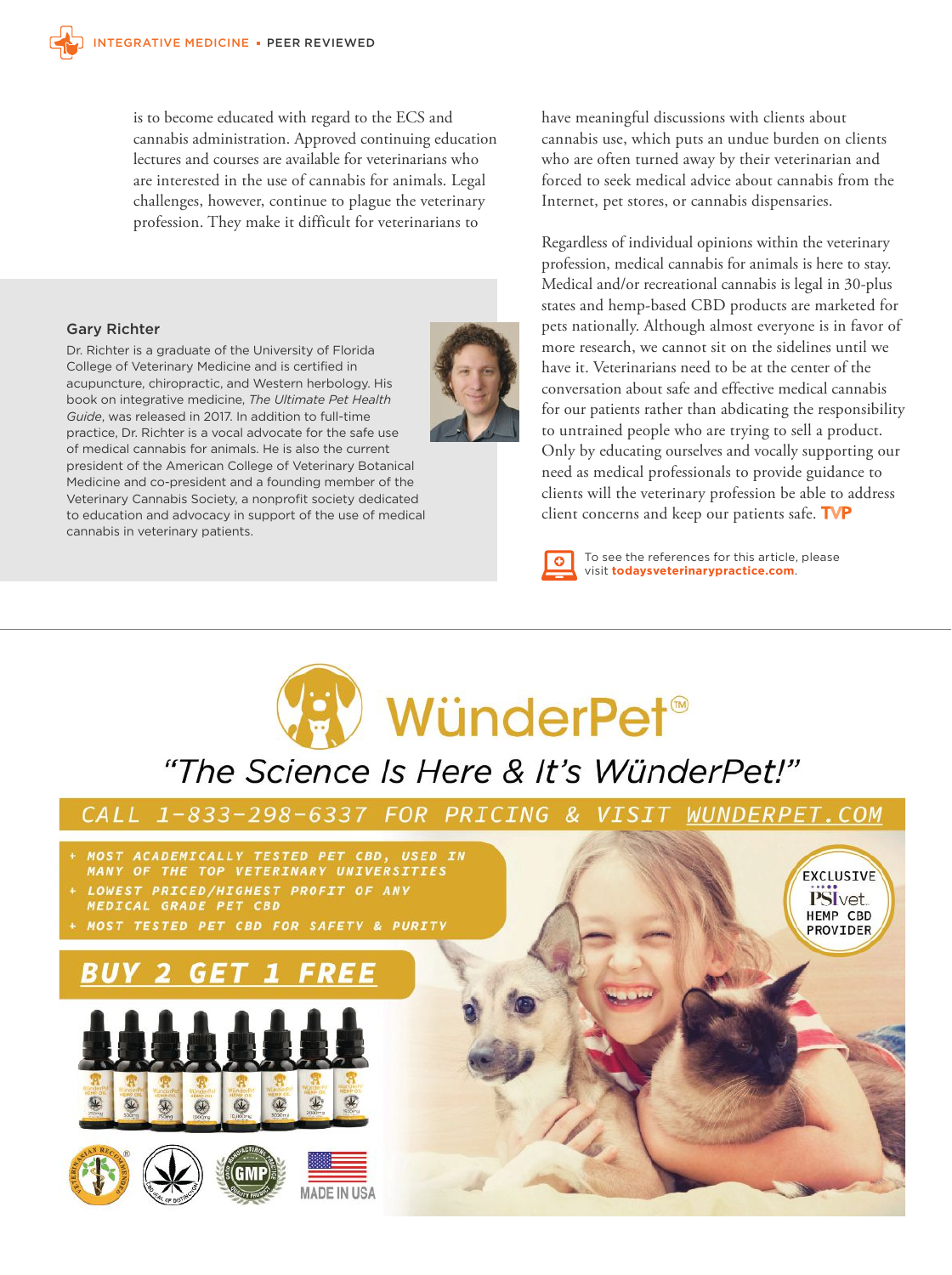is to become educated with regard to the ECS and cannabis administration. Approved continuing education lectures and courses are available for veterinarians who are interested in the use of cannabis for animals. Legal challenges, however, continue to plague the veterinary profession. They make it difficult for veterinarians to have meaningful discussions with clients about cannabis use, which puts an undue burden on clients who are often turned away by their veterinarian and forced to seek medical advice about cannabis from the Internet, pet stores, or cannabis dispensaries.

Regardless of individual opinions within the veterinary profession, medical cannabis for animals is here to stay. Medical and/or recreational cannabis is legal in 30-plus states and hemp-based CBD products are marketed for pets nationally. Although almost everyone is in favor of more research, we cannot sit on the sidelines until we have it. Veterinarians need to be at the center of the conversation about safe and effective medical cannabis for our patients rather than abdicating the responsibility to untrained people who are trying to sell a product. Only by educating ourselves and vocally supporting our need as medical professionals to provide guidance to clients will the veterinary profession be able to address client concerns and keep our patients safe. **TVP**

To see the references for this article, please visit **todaysveterinarypractice.com**.

**Gary Richter**

Dr. Richter is a graduate of the University of Florida College of Veterinary Medicine and is certified in acupuncture, chiropractic, and Western herbology. His book on integrative medicine, *The Ultimate Pet Health Guide*, was released in 2017. In addition to full-time practice, Dr. Richter is a vocal advocate for the safe use of medical cannabis for animals. He is also the current president of the American College of Veterinary Botanical Medicine and co-president and a founding member of the Veterinary Cannabis Society, a nonprofit society dedicated to education and advocacy in support of the use of medical cannabis in veterinary patients.